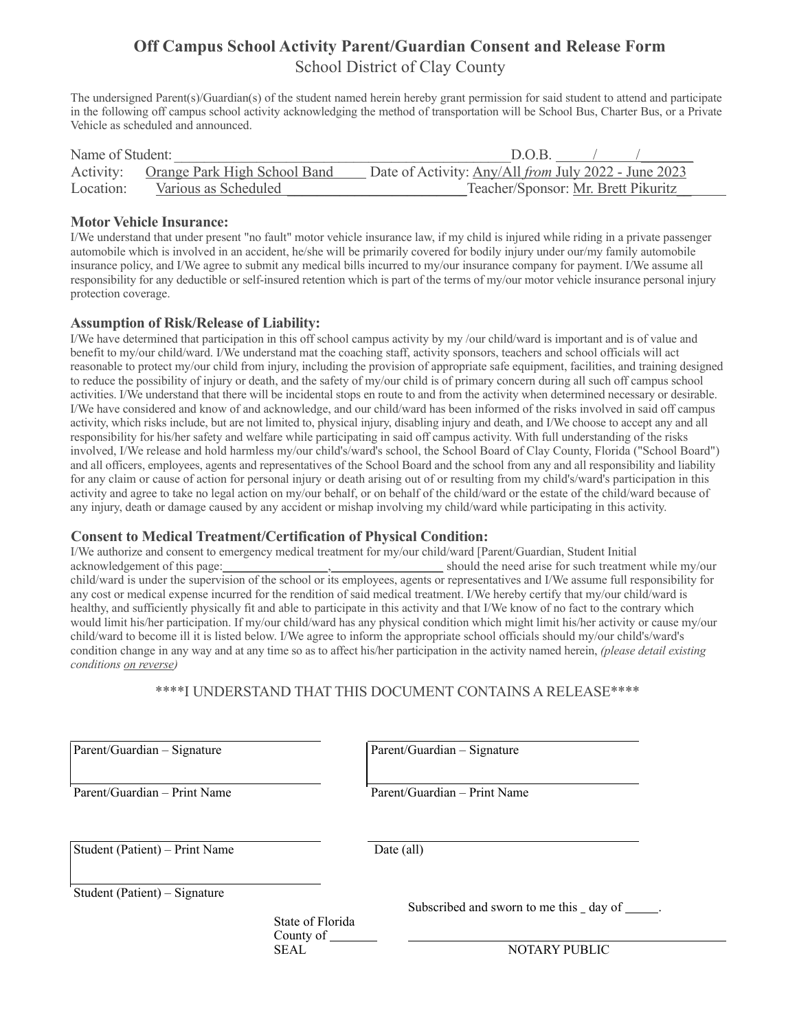# Off Campus School Activity Parent/Guardian Consent and Release Form

School District of Clay County

The undersigned Parent(s)/Guardian(s) of the student named herein hereby grant permission for said student to attend and participate in the following off campus school activity acknowledging the method of transportation will be School Bus, Charter Bus, or a Private Vehicle as scheduled and announced.

Name of Student: ______________________________________________ D.O.B. _____/_____/_______

Activity: Orange Park High School Band Date of Activity: Any/All *from* July 2022 - June 2023

Location: Various as Scheduled ________________________ Teacher/Sponsor: Mr. Brett Pikuritz

### Motor Vehicle Insurance:

I/We understand that under present "no fault" motor vehicle insurance law, if my child is injured while riding in a private passenger automobile which is involved in an accident, he/she will be primarily covered for bodily injury under our/my family automobile insurance policy, and I/We agree to submit any medical bills incurred to my/our insurance company for payment. I/We assume all responsibility for any deductible or self-insured retention which is part of the terms of my/our motor vehicle insurance personal injury protection coverage.

### Assumption of Risk/Release of Liability:

I/We have determined that participation in this off school campus activity by my /our child/ward is important and is of value and benefit to my/our child/ward. I/We understand mat the coaching staff, activity sponsors, teachers and school officials will act reasonable to protect my/our child from injury, including the provision of appropriate safe equipment, facilities, and training designed to reduce the possibility of injury or death, and the safety of my/our child is of primary concern during all such off campus school activities. I/We understand that there will be incidental stops en route to and from the activity when determined necessary or desirable. I/We have considered and know of and acknowledge, and our child/ward has been informed of the risks involved in said off campus activity, which risks include, but are not limited to, physical injury, disabling injury and death, and I/We choose to accept any and all responsibility for his/her safety and welfare while participating in said off campus activity. With full understanding of the risks involved, I/We release and hold harmless my/our child's/ward's school, the School Board of Clay County, Florida ("School Board") and all officers, employees, agents and representatives of the School Board and the school from any and all responsibility and liability for any claim or cause of action for personal injury or death arising out of or resulting from my child's/ward's participation in this activity and agree to take no legal action on my/our behalf, or on behalf of the child/ward or the estate of the child/ward because of any injury, death or damage caused by any accident or mishap involving my child/ward while participating in this activity.

### Consent to Medical Treatment/Certification of Physical Condition:

I/We authorize and consent to emergency medical treatment for my/our child/ward [Parent/Guardian, Student Initial acknowledgement of this page:________________,________________ should the need arise for such treatment while my/our child/ward is under the supervision of the school or its employees, agents or representatives and I/We assume full responsibility for any cost or medical expense incurred for the rendition of said medical treatment. I/We hereby certify that my/our child/ward is healthy, and sufficiently physically fit and able to participate in this activity and that I/We know of no fact to the contrary which would limit his/her participation. If my/our child/ward has any physical condition which might limit his/her activity or cause my/our child/ward to become ill it is listed below. I/We agree to inform the appropriate school officials should my/our child's/ward's condition change in any way and at any time so as to affect his/her participation in the activity named herein, *(please detail existing conditions on reverse)*

****I UNDERSTAND THAT THIS DOCUMENT CONTAINS A RELEASE****

Parent/Guardian – Signature

Parent/Guardian – Print Name

Parent/Guardian – Signature

Parent/Guardian – Print Name

Student (Patient) – Print Name

Date (all)

Student (Patient) – Signature

Subscribed and sworn to me this _ day of _____.

State of Florida
County of _______
SEAL

NOTARY PUBLIC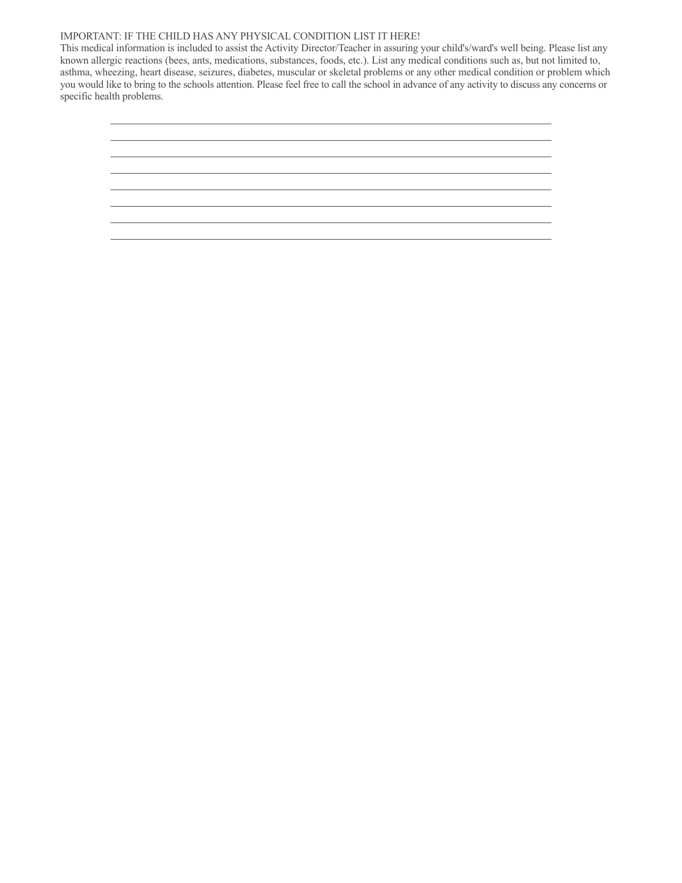IMPORTANT: IF THE CHILD HAS ANY PHYSICAL CONDITION LIST IT HERE!

This medical information is included to assist the Activity Director/Teacher in assuring your child's/ward's well being. Please list any known allergic reactions (bees, ants, medications, substances, foods, etc.). List any medical conditions such as, but not limited to, asthma, wheezing, heart disease, seizures, diabetes, muscular or skeletal problems or any other medical condition or problem which you would like to bring to the schools attention. Please feel free to call the school in advance of any activity to discuss any concerns or specific health problems.

\_\_\_\_\_\_\_\_\_\_\_\_\_\_\_\_\_\_\_\_\_\_\_\_\_\_\_\_\_\_\_\_\_\_\_\_\_\_\_\_\_\_\_\_\_\_\_\_\_\_\_\_\_\_\_\_\_\_\_\_\_\_\_\_\_\_\_\_\_\_

\_\_\_\_\_\_\_\_\_\_\_\_\_\_\_\_\_\_\_\_\_\_\_\_\_\_\_\_\_\_\_\_\_\_\_\_\_\_\_\_\_\_\_\_\_\_\_\_\_\_\_\_\_\_\_\_\_\_\_\_\_\_\_\_\_\_\_\_\_\_

\_\_\_\_\_\_\_\_\_\_\_\_\_\_\_\_\_\_\_\_\_\_\_\_\_\_\_\_\_\_\_\_\_\_\_\_\_\_\_\_\_\_\_\_\_\_\_\_\_\_\_\_\_\_\_\_\_\_\_\_\_\_\_\_\_\_\_\_\_\_

\_\_\_\_\_\_\_\_\_\_\_\_\_\_\_\_\_\_\_\_\_\_\_\_\_\_\_\_\_\_\_\_\_\_\_\_\_\_\_\_\_\_\_\_\_\_\_\_\_\_\_\_\_\_\_\_\_\_\_\_\_\_\_\_\_\_\_\_\_\_

\_\_\_\_\_\_\_\_\_\_\_\_\_\_\_\_\_\_\_\_\_\_\_\_\_\_\_\_\_\_\_\_\_\_\_\_\_\_\_\_\_\_\_\_\_\_\_\_\_\_\_\_\_\_\_\_\_\_\_\_\_\_\_\_\_\_\_\_\_\_

\_\_\_\_\_\_\_\_\_\_\_\_\_\_\_\_\_\_\_\_\_\_\_\_\_\_\_\_\_\_\_\_\_\_\_\_\_\_\_\_\_\_\_\_\_\_\_\_\_\_\_\_\_\_\_\_\_\_\_\_\_\_\_\_\_\_\_\_\_\_

\_\_\_\_\_\_\_\_\_\_\_\_\_\_\_\_\_\_\_\_\_\_\_\_\_\_\_\_\_\_\_\_\_\_\_\_\_\_\_\_\_\_\_\_\_\_\_\_\_\_\_\_\_\_\_\_\_\_\_\_\_\_\_\_\_\_\_\_\_\_

\_\_\_\_\_\_\_\_\_\_\_\_\_\_\_\_\_\_\_\_\_\_\_\_\_\_\_\_\_\_\_\_\_\_\_\_\_\_\_\_\_\_\_\_\_\_\_\_\_\_\_\_\_\_\_\_\_\_\_\_\_\_\_\_\_\_\_\_\_\_